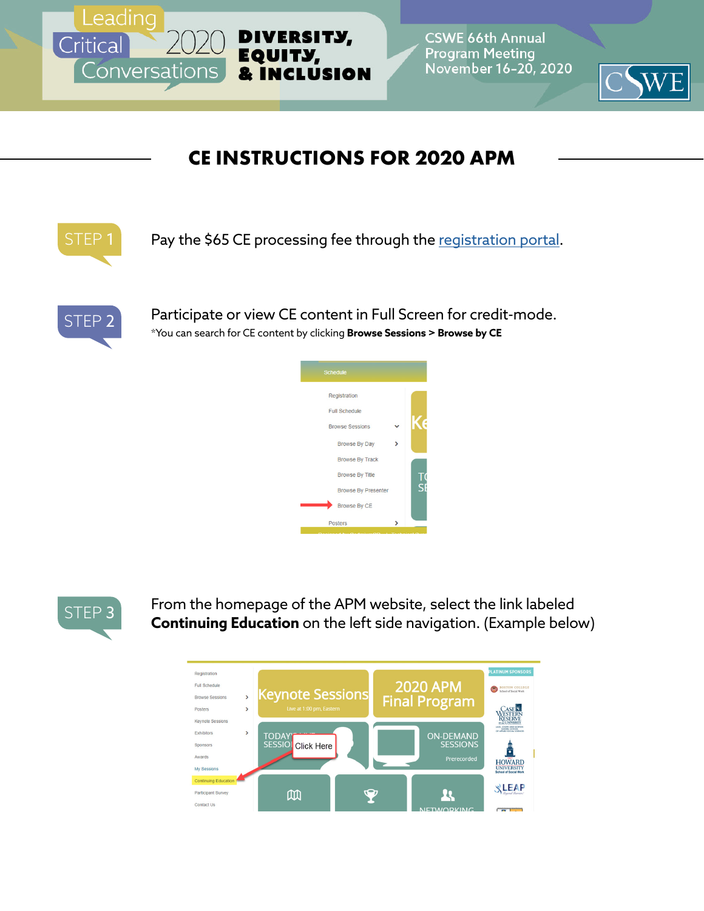Leading Critical Conversations 2020 **DIVERSITY, EQUITY, & INCLUSION**

CSWE 66th Annual Program Meeting November 16–20, 2020

# CE INSTRUCTIONS FOR 2020 APM

**STEP 1**

Pay the $65 CE processing fee through the registration portal.

**STEP 2**

Participate or view CE content in Full Screen for credit-mode.

*You can search for CE content by clicking **Browse Sessions > Browse by CE**

**STEP 3**

From the homepage of the APM website, select the link labeled **Continuing Education** on the left side navigation. (Example below)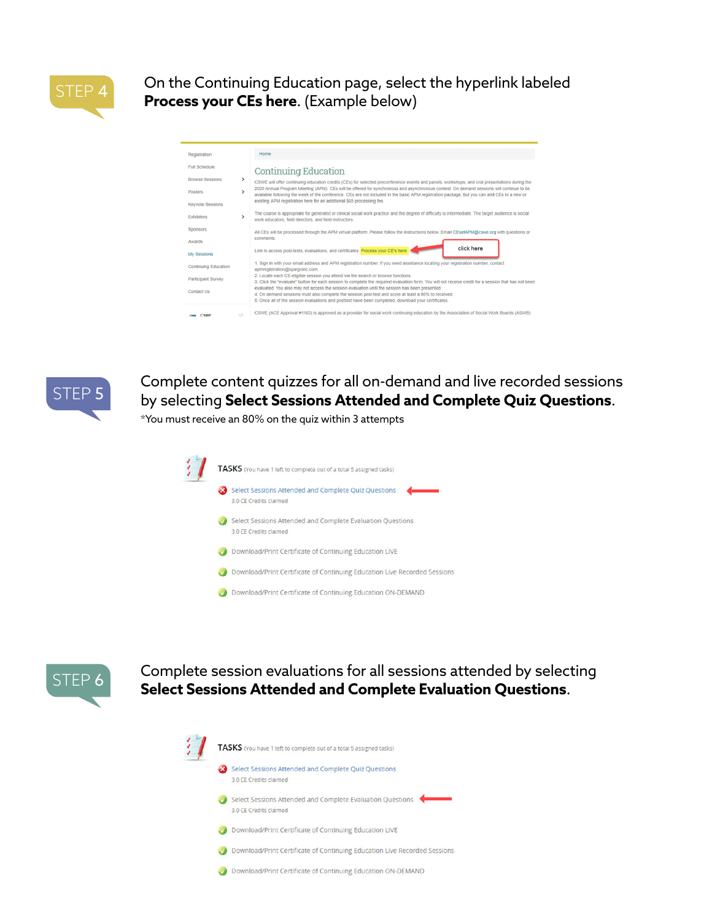**STEP 4**

On the Continuing Education page, select the hyperlink labeled **Process your CEs here**. (Example below)

Registration
Full Schedule
Browse Sessions
Posters
Keynote Sessions
Exhibitors
Sponsors
Awards
My Sessions
Continuing Education
Participant Survey
Contact Us

Home

Continuing Education

CSWE will offer continuing education credits (CEs) for selected preconference events and panels, workshops, and oral presentations during the 2020 Annual Program Meeting (APM). CEs will be offered for synchronous and asynchronous content. On demand sessions will continue to be available following the week of the conference. CEs are not included in the basic APM registration package, but you can add CEs to a new or existing APM registration here for an additional $65 processing fee.

The course is appropriate for generalist or clinical social work practice and the degree of difficulty is intermediate. The target audience is social work educators, field directors, and field instructors.

All CEs will be processed through the APM virtual platform. Please follow the instructions below. Email CEsatAPM@cswe.org with questions or comments.

Link to access post-tests, evaluations, and certificates: Process your CE's here ← click here

1. Sign in with your email address and APM registration number. If you need assistance locating your registration number, contact apmregistration@spargoinc.com.
2. Locate each CE-eligible session you attend via the search or browse functions.
3. Click the "evaluate" button for each session to complete the required evaluation form. You will not receive credit for a session that has not been evaluated. You also may not access the session evaluation until the session has been presented.
4. On demand sessions must also complete the session post-test and score at least a 80% to received.
5. Once all of the session evaluations and posttest have been completed, download your certificates.

CSWE (ACE Approval #1163) is approved as a provider for social work continuing education by the Association of Social Work Boards (ASWB)

**STEP 5**

Complete content quizzes for all on-demand and live recorded sessions by selecting **Select Sessions Attended and Complete Quiz Questions**.

*You must receive an 80% on the quiz within 3 attempts

TASKS (You have 1 left to complete out of a total 5 assigned tasks)

- Select Sessions Attended and Complete Quiz Questions ←
  3.0 CE Credits claimed
- Select Sessions Attended and Complete Evaluation Questions
  3.0 CE Credits claimed
- Download/Print Certificate of Continuing Education LIVE
- Download/Print Certificate of Continuing Education Live Recorded Sessions
- Download/Print Certificate of Continuing Education ON-DEMAND

**STEP 6**

Complete session evaluations for all sessions attended by selecting **Select Sessions Attended and Complete Evaluation Questions**.

TASKS (You have 1 left to complete out of a total 5 assigned tasks)

- Select Sessions Attended and Complete Quiz Questions
  3.0 CE Credits claimed
- Select Sessions Attended and Complete Evaluation Questions ←
  3.0 CE Credits claimed
- Download/Print Certificate of Continuing Education LIVE
- Download/Print Certificate of Continuing Education Live Recorded Sessions
- Download/Print Certificate of Continuing Education ON-DEMAND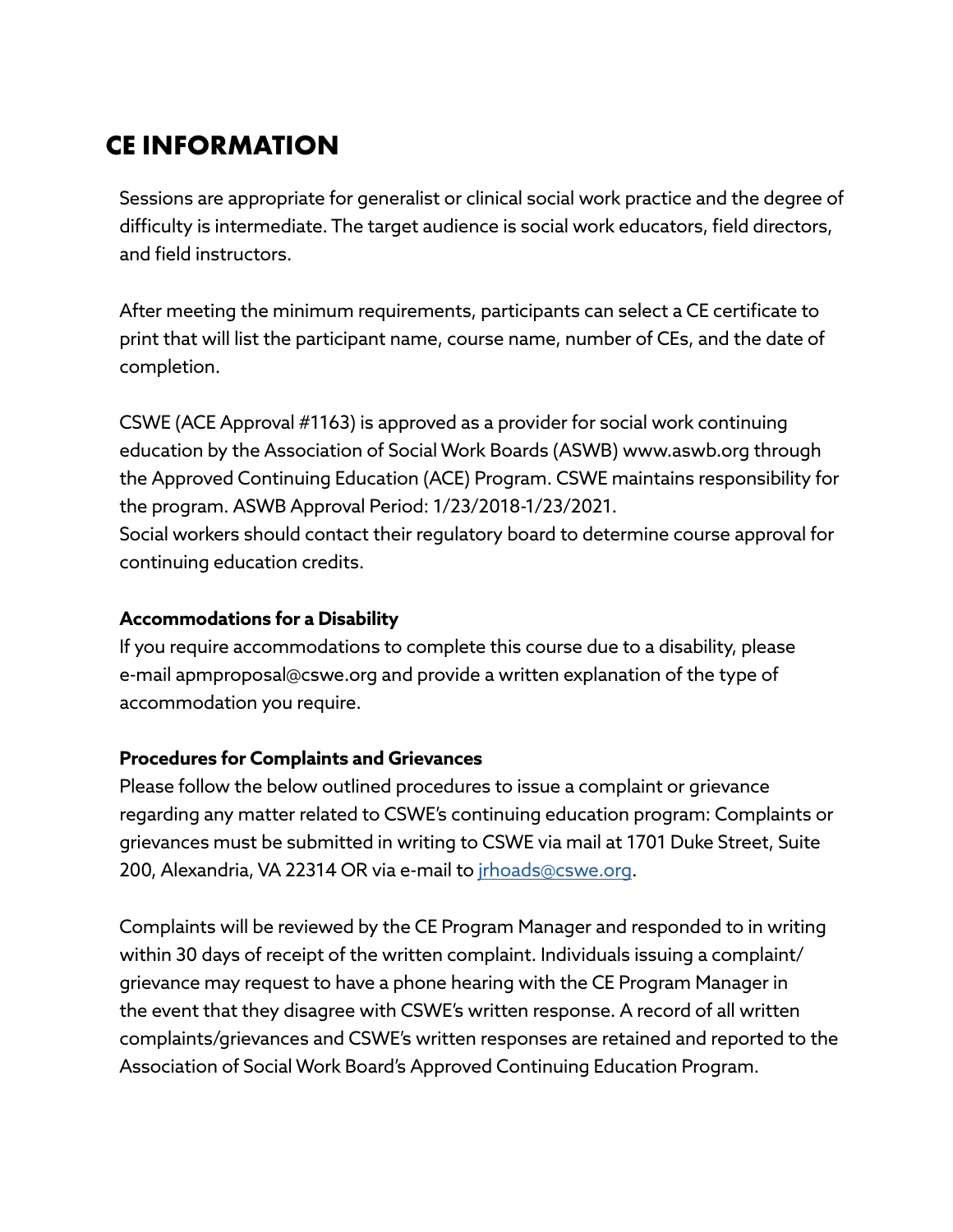## CE INFORMATION

Sessions are appropriate for generalist or clinical social work practice and the degree of difficulty is intermediate. The target audience is social work educators, field directors, and field instructors.

After meeting the minimum requirements, participants can select a CE certificate to print that will list the participant name, course name, number of CEs, and the date of completion.

CSWE (ACE Approval #1163) is approved as a provider for social work continuing education by the Association of Social Work Boards (ASWB) www.aswb.org through the Approved Continuing Education (ACE) Program. CSWE maintains responsibility for the program. ASWB Approval Period: 1/23/2018-1/23/2021.
Social workers should contact their regulatory board to determine course approval for continuing education credits.

**Accommodations for a Disability**
If you require accommodations to complete this course due to a disability, please e-mail apmproposal@cswe.org and provide a written explanation of the type of accommodation you require.

**Procedures for Complaints and Grievances**
Please follow the below outlined procedures to issue a complaint or grievance regarding any matter related to CSWE's continuing education program: Complaints or grievances must be submitted in writing to CSWE via mail at 1701 Duke Street, Suite 200, Alexandria, VA 22314 OR via e-mail to jrhoads@cswe.org.

Complaints will be reviewed by the CE Program Manager and responded to in writing within 30 days of receipt of the written complaint. Individuals issuing a complaint/grievance may request to have a phone hearing with the CE Program Manager in the event that they disagree with CSWE's written response. A record of all written complaints/grievances and CSWE's written responses are retained and reported to the Association of Social Work Board's Approved Continuing Education Program.